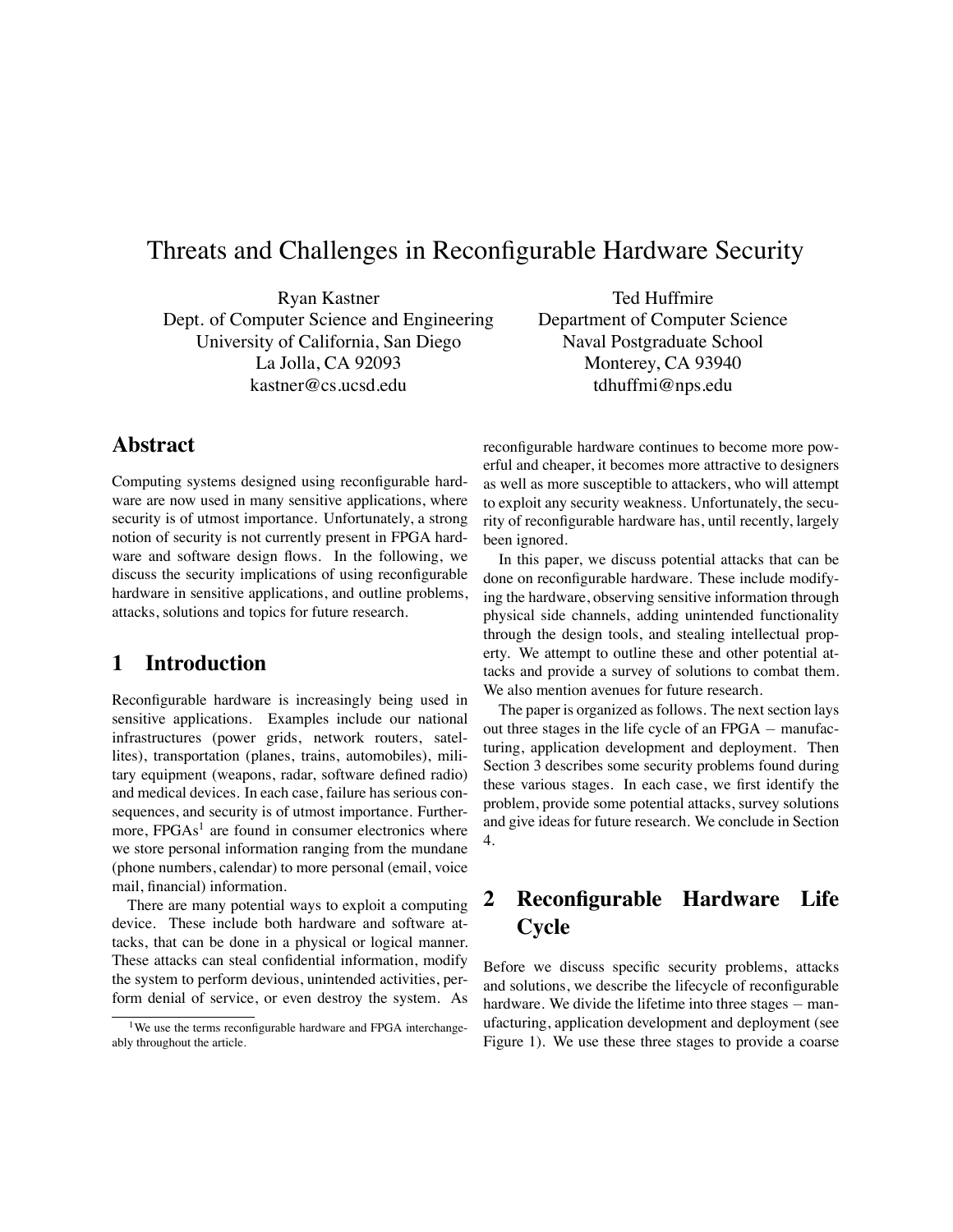# Threats and Challenges in Reconfigurable Hardware Security

Ryan Kastner
Dept. of Computer Science and Engineering
University of California, San Diego
La Jolla, CA 92093
kastner@cs.ucsd.edu

Ted Huffmire
Department of Computer Science
Naval Postgraduate School
Monterey, CA 93940
tdhuffmi@nps.edu

## Abstract

Computing systems designed using reconfigurable hardware are now used in many sensitive applications, where security is of utmost importance. Unfortunately, a strong notion of security is not currently present in FPGA hardware and software design flows. In the following, we discuss the security implications of using reconfigurable hardware in sensitive applications, and outline problems, attacks, solutions and topics for future research.

## 1 Introduction

Reconfigurable hardware is increasingly being used in sensitive applications. Examples include our national infrastructures (power grids, network routers, satellites), transportation (planes, trains, automobiles), military equipment (weapons, radar, software defined radio) and medical devices. In each case, failure has serious consequences, and security is of utmost importance. Furthermore, FPGAs[1] are found in consumer electronics where we store personal information ranging from the mundane (phone numbers, calendar) to more personal (email, voice mail, financial) information.

There are many potential ways to exploit a computing device. These include both hardware and software attacks, that can be done in a physical or logical manner. These attacks can steal confidential information, modify the system to perform devious, unintended activities, perform denial of service, or even destroy the system. As reconfigurable hardware continues to become more powerful and cheaper, it becomes more attractive to designers as well as more susceptible to attackers, who will attempt to exploit any security weakness. Unfortunately, the security of reconfigurable hardware has, until recently, largely been ignored.

In this paper, we discuss potential attacks that can be done on reconfigurable hardware. These include modifying the hardware, observing sensitive information through physical side channels, adding unintended functionality through the design tools, and stealing intellectual property. We attempt to outline these and other potential attacks and provide a survey of solutions to combat them. We also mention avenues for future research.

The paper is organized as follows. The next section lays out three stages in the life cycle of an FPGA − manufacturing, application development and deployment. Then Section 3 describes some security problems found during these various stages. In each case, we first identify the problem, provide some potential attacks, survey solutions and give ideas for future research. We conclude in Section 4.

## 2 Reconfigurable Hardware Life Cycle

Before we discuss specific security problems, attacks and solutions, we describe the lifecycle of reconfigurable hardware. We divide the lifetime into three stages − manufacturing, application development and deployment (see Figure 1). We use these three stages to provide a coarse

[1] We use the terms reconfigurable hardware and FPGA interchangeably throughout the article.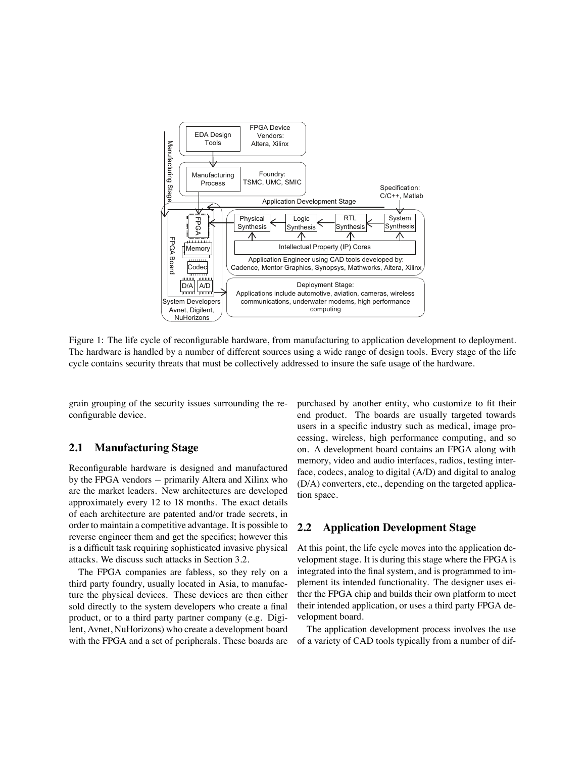Figure 1: The life cycle of reconfigurable hardware, from manufacturing to application development to deployment. The hardware is handled by a number of different sources using a wide range of design tools. Every stage of the life cycle contains security threats that must be collectively addressed to insure the safe usage of the hardware.

grain grouping of the security issues surrounding the reconfigurable device.

## 2.1 Manufacturing Stage

Reconfigurable hardware is designed and manufactured by the FPGA vendors – primarily Altera and Xilinx who are the market leaders. New architectures are developed approximately every 12 to 18 months. The exact details of each architecture are patented and/or trade secrets, in order to maintain a competitive advantage. It is possible to reverse engineer them and get the specifics; however this is a difficult task requiring sophisticated invasive physical attacks. We discuss such attacks in Section 3.2.

The FPGA companies are fabless, so they rely on a third party foundry, usually located in Asia, to manufacture the physical devices. These devices are then either sold directly to the system developers who create a final product, or to a third party partner company (e.g. Digilent, Avnet, NuHorizons) who create a development board with the FPGA and a set of peripherals. These boards are purchased by another entity, who customize to fit their end product. The boards are usually targeted towards users in a specific industry such as medical, image processing, wireless, high performance computing, and so on. A development board contains an FPGA along with memory, video and audio interfaces, radios, testing interface, codecs, analog to digital (A/D) and digital to analog (D/A) converters, etc., depending on the targeted application space.

## 2.2 Application Development Stage

At this point, the life cycle moves into the application development stage. It is during this stage where the FPGA is integrated into the final system, and is programmed to implement its intended functionality. The designer uses either the FPGA chip and builds their own platform to meet their intended application, or uses a third party FPGA development board.

The application development process involves the use of a variety of CAD tools typically from a number of dif-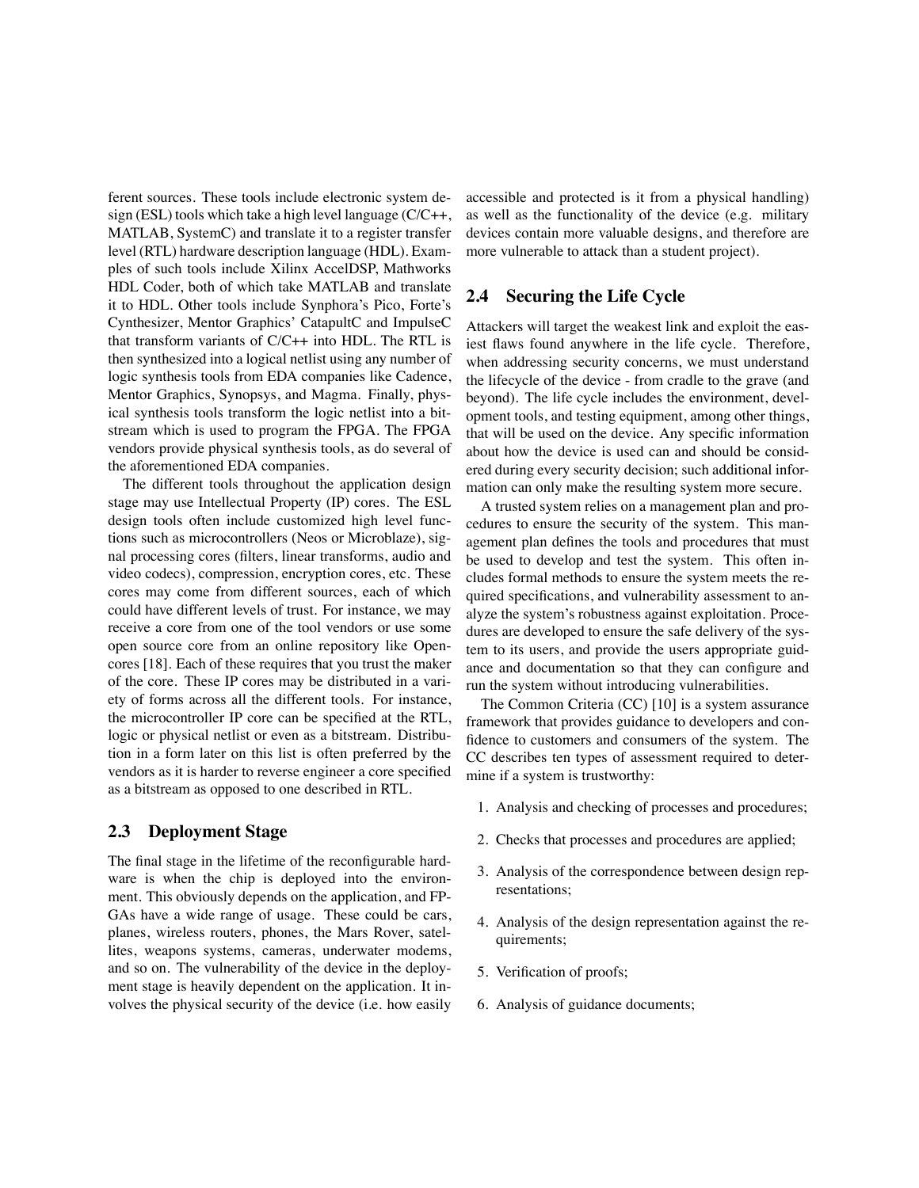ferent sources. These tools include electronic system design (ESL) tools which take a high level language (C/C++, MATLAB, SystemC) and translate it to a register transfer level (RTL) hardware description language (HDL). Examples of such tools include Xilinx AccelDSP, Mathworks HDL Coder, both of which take MATLAB and translate it to HDL. Other tools include Synphora's Pico, Forte's Cynthesizer, Mentor Graphics' CatapultC and ImpulseC that transform variants of C/C++ into HDL. The RTL is then synthesized into a logical netlist using any number of logic synthesis tools from EDA companies like Cadence, Mentor Graphics, Synopsys, and Magma. Finally, physical synthesis tools transform the logic netlist into a bitstream which is used to program the FPGA. The FPGA vendors provide physical synthesis tools, as do several of the aforementioned EDA companies.

The different tools throughout the application design stage may use Intellectual Property (IP) cores. The ESL design tools often include customized high level functions such as microcontrollers (Neos or Microblaze), signal processing cores (filters, linear transforms, audio and video codecs), compression, encryption cores, etc. These cores may come from different sources, each of which could have different levels of trust. For instance, we may receive a core from one of the tool vendors or use some open source core from an online repository like Opencores [18]. Each of these requires that you trust the maker of the core. These IP cores may be distributed in a variety of forms across all the different tools. For instance, the microcontroller IP core can be specified at the RTL, logic or physical netlist or even as a bitstream. Distribution in a form later on this list is often preferred by the vendors as it is harder to reverse engineer a core specified as a bitstream as opposed to one described in RTL.

### 2.3 Deployment Stage

The final stage in the lifetime of the reconfigurable hardware is when the chip is deployed into the environment. This obviously depends on the application, and FPGAs have a wide range of usage. These could be cars, planes, wireless routers, phones, the Mars Rover, satellites, weapons systems, cameras, underwater modems, and so on. The vulnerability of the device in the deployment stage is heavily dependent on the application. It involves the physical security of the device (i.e. how easily accessible and protected is it from a physical handling) as well as the functionality of the device (e.g. military devices contain more valuable designs, and therefore are more vulnerable to attack than a student project).

### 2.4 Securing the Life Cycle

Attackers will target the weakest link and exploit the easiest flaws found anywhere in the life cycle. Therefore, when addressing security concerns, we must understand the lifecycle of the device - from cradle to the grave (and beyond). The life cycle includes the environment, development tools, and testing equipment, among other things, that will be used on the device. Any specific information about how the device is used can and should be considered during every security decision; such additional information can only make the resulting system more secure.

A trusted system relies on a management plan and procedures to ensure the security of the system. This management plan defines the tools and procedures that must be used to develop and test the system. This often includes formal methods to ensure the system meets the required specifications, and vulnerability assessment to analyze the system's robustness against exploitation. Procedures are developed to ensure the safe delivery of the system to its users, and provide the users appropriate guidance and documentation so that they can configure and run the system without introducing vulnerabilities.

The Common Criteria (CC) [10] is a system assurance framework that provides guidance to developers and confidence to customers and consumers of the system. The CC describes ten types of assessment required to determine if a system is trustworthy:

1. Analysis and checking of processes and procedures;
2. Checks that processes and procedures are applied;
3. Analysis of the correspondence between design representations;
4. Analysis of the design representation against the requirements;
5. Verification of proofs;
6. Analysis of guidance documents;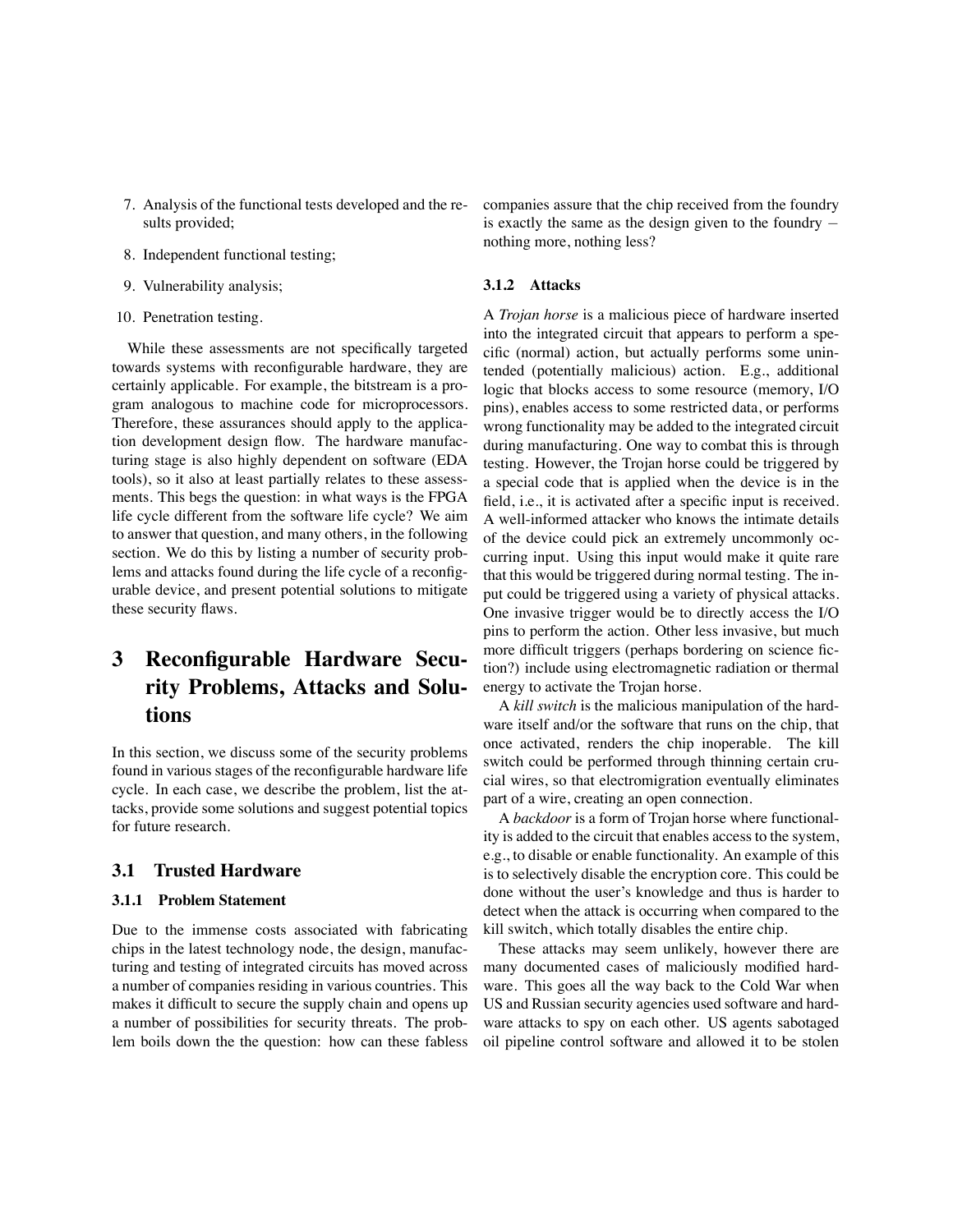7. Analysis of the functional tests developed and the results provided;
8. Independent functional testing;
9. Vulnerability analysis;
10. Penetration testing.

While these assessments are not specifically targeted towards systems with reconfigurable hardware, they are certainly applicable. For example, the bitstream is a program analogous to machine code for microprocessors. Therefore, these assurances should apply to the application development design flow. The hardware manufacturing stage is also highly dependent on software (EDA tools), so it also at least partially relates to these assessments. This begs the question: in what ways is the FPGA life cycle different from the software life cycle? We aim to answer that question, and many others, in the following section. We do this by listing a number of security problems and attacks found during the life cycle of a reconfigurable device, and present potential solutions to mitigate these security flaws.

# 3 Reconfigurable Hardware Security Problems, Attacks and Solutions

In this section, we discuss some of the security problems found in various stages of the reconfigurable hardware life cycle. In each case, we describe the problem, list the attacks, provide some solutions and suggest potential topics for future research.

## 3.1 Trusted Hardware

### 3.1.1 Problem Statement

Due to the immense costs associated with fabricating chips in the latest technology node, the design, manufacturing and testing of integrated circuits has moved across a number of companies residing in various countries. This makes it difficult to secure the supply chain and opens up a number of possibilities for security threats. The problem boils down the the question: how can these fabless companies assure that the chip received from the foundry is exactly the same as the design given to the foundry – nothing more, nothing less?

### 3.1.2 Attacks

A *Trojan horse* is a malicious piece of hardware inserted into the integrated circuit that appears to perform a specific (normal) action, but actually performs some unintended (potentially malicious) action. E.g., additional logic that blocks access to some resource (memory, I/O pins), enables access to some restricted data, or performs wrong functionality may be added to the integrated circuit during manufacturing. One way to combat this is through testing. However, the Trojan horse could be triggered by a special code that is applied when the device is in the field, i.e., it is activated after a specific input is received. A well-informed attacker who knows the intimate details of the device could pick an extremely uncommonly occurring input. Using this input would make it quite rare that this would be triggered during normal testing. The input could be triggered using a variety of physical attacks. One invasive trigger would be to directly access the I/O pins to perform the action. Other less invasive, but much more difficult triggers (perhaps bordering on science fiction?) include using electromagnetic radiation or thermal energy to activate the Trojan horse.

A *kill switch* is the malicious manipulation of the hardware itself and/or the software that runs on the chip, that once activated, renders the chip inoperable. The kill switch could be performed through thinning certain crucial wires, so that electromigration eventually eliminates part of a wire, creating an open connection.

A *backdoor* is a form of Trojan horse where functionality is added to the circuit that enables access to the system, e.g., to disable or enable functionality. An example of this is to selectively disable the encryption core. This could be done without the user's knowledge and thus is harder to detect when the attack is occurring when compared to the kill switch, which totally disables the entire chip.

These attacks may seem unlikely, however there are many documented cases of maliciously modified hardware. This goes all the way back to the Cold War when US and Russian security agencies used software and hardware attacks to spy on each other. US agents sabotaged oil pipeline control software and allowed it to be stolen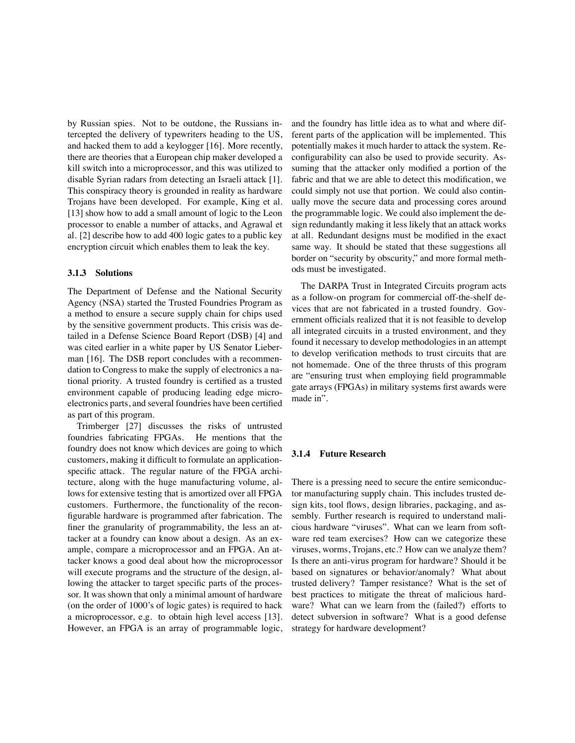by Russian spies. Not to be outdone, the Russians intercepted the delivery of typewriters heading to the US, and hacked them to add a keylogger [16]. More recently, there are theories that a European chip maker developed a kill switch into a microprocessor, and this was utilized to disable Syrian radars from detecting an Israeli attack [1]. This conspiracy theory is grounded in reality as hardware Trojans have been developed. For example, King et al. [13] show how to add a small amount of logic to the Leon processor to enable a number of attacks, and Agrawal et al. [2] describe how to add 400 logic gates to a public key encryption circuit which enables them to leak the key.

#### 3.1.3 Solutions

The Department of Defense and the National Security Agency (NSA) started the Trusted Foundries Program as a method to ensure a secure supply chain for chips used by the sensitive government products. This crisis was detailed in a Defense Science Board Report (DSB) [4] and was cited earlier in a white paper by US Senator Lieberman [16]. The DSB report concludes with a recommendation to Congress to make the supply of electronics a national priority. A trusted foundry is certified as a trusted environment capable of producing leading edge microelectronics parts, and several foundries have been certified as part of this program.

Trimberger [27] discusses the risks of untrusted foundries fabricating FPGAs. He mentions that the foundry does not know which devices are going to which customers, making it difficult to formulate an application-specific attack. The regular nature of the FPGA architecture, along with the huge manufacturing volume, allows for extensive testing that is amortized over all FPGA customers. Furthermore, the functionality of the reconfigurable hardware is programmed after fabrication. The finer the granularity of programmability, the less an attacker at a foundry can know about a design. As an example, compare a microprocessor and an FPGA. An attacker knows a good deal about how the microprocessor will execute programs and the structure of the design, allowing the attacker to target specific parts of the processor. It was shown that only a minimal amount of hardware (on the order of 1000's of logic gates) is required to hack a microprocessor, e.g. to obtain high level access [13]. However, an FPGA is an array of programmable logic, and the foundry has little idea as to what and where different parts of the application will be implemented. This potentially makes it much harder to attack the system. Reconfigurability can also be used to provide security. Assuming that the attacker only modified a portion of the fabric and that we are able to detect this modification, we could simply not use that portion. We could also continually move the secure data and processing cores around the programmable logic. We could also implement the design redundantly making it less likely that an attack works at all. Redundant designs must be modified in the exact same way. It should be stated that these suggestions all border on "security by obscurity," and more formal methods must be investigated.

The DARPA Trust in Integrated Circuits program acts as a follow-on program for commercial off-the-shelf devices that are not fabricated in a trusted foundry. Government officials realized that it is not feasible to develop all integrated circuits in a trusted environment, and they found it necessary to develop methodologies in an attempt to develop verification methods to trust circuits that are not homemade. One of the three thrusts of this program are "ensuring trust when employing field programmable gate arrays (FPGAs) in military systems first awards were made in".

#### 3.1.4 Future Research

There is a pressing need to secure the entire semiconductor manufacturing supply chain. This includes trusted design kits, tool flows, design libraries, packaging, and assembly. Further research is required to understand malicious hardware "viruses". What can we learn from software red team exercises? How can we categorize these viruses, worms, Trojans, etc.? How can we analyze them? Is there an anti-virus program for hardware? Should it be based on signatures or behavior/anomaly? What about trusted delivery? Tamper resistance? What is the set of best practices to mitigate the threat of malicious hardware? What can we learn from the (failed?) efforts to detect subversion in software? What is a good defense strategy for hardware development?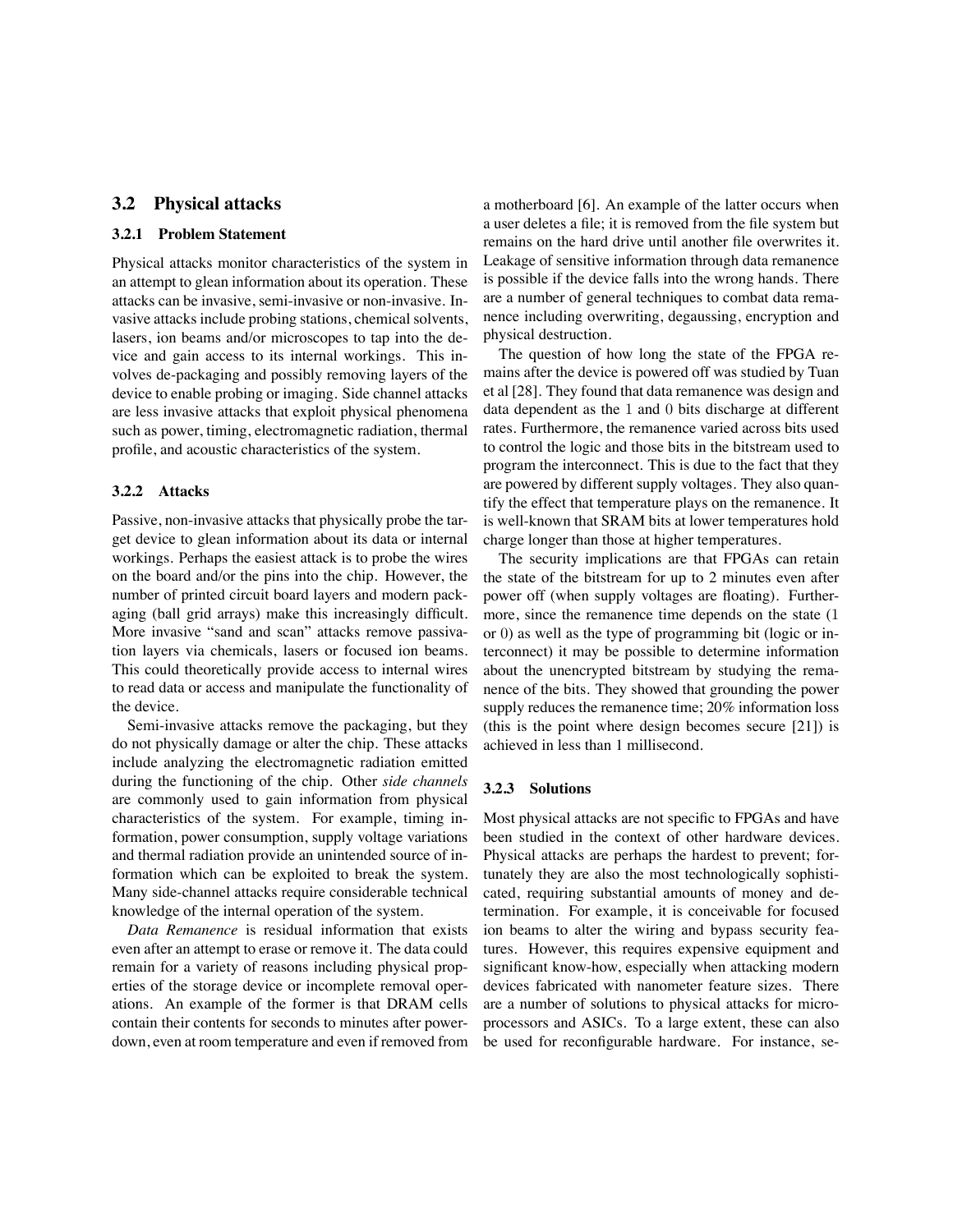## 3.2 Physical attacks

### 3.2.1 Problem Statement

Physical attacks monitor characteristics of the system in an attempt to glean information about its operation. These attacks can be invasive, semi-invasive or non-invasive. Invasive attacks include probing stations, chemical solvents, lasers, ion beams and/or microscopes to tap into the device and gain access to its internal workings. This involves de-packaging and possibly removing layers of the device to enable probing or imaging. Side channel attacks are less invasive attacks that exploit physical phenomena such as power, timing, electromagnetic radiation, thermal profile, and acoustic characteristics of the system.

### 3.2.2 Attacks

Passive, non-invasive attacks that physically probe the target device to glean information about its data or internal workings. Perhaps the easiest attack is to probe the wires on the board and/or the pins into the chip. However, the number of printed circuit board layers and modern packaging (ball grid arrays) make this increasingly difficult. More invasive "sand and scan" attacks remove passivation layers via chemicals, lasers or focused ion beams. This could theoretically provide access to internal wires to read data or access and manipulate the functionality of the device.

Semi-invasive attacks remove the packaging, but they do not physically damage or alter the chip. These attacks include analyzing the electromagnetic radiation emitted during the functioning of the chip. Other *side channels* are commonly used to gain information from physical characteristics of the system. For example, timing information, power consumption, supply voltage variations and thermal radiation provide an unintended source of information which can be exploited to break the system. Many side-channel attacks require considerable technical knowledge of the internal operation of the system.

*Data Remanence* is residual information that exists even after an attempt to erase or remove it. The data could remain for a variety of reasons including physical properties of the storage device or incomplete removal operations. An example of the former is that DRAM cells contain their contents for seconds to minutes after power-down, even at room temperature and even if removed from a motherboard [6]. An example of the latter occurs when a user deletes a file; it is removed from the file system but remains on the hard drive until another file overwrites it. Leakage of sensitive information through data remanence is possible if the device falls into the wrong hands. There are a number of general techniques to combat data remanence including overwriting, degaussing, encryption and physical destruction.

The question of how long the state of the FPGA remains after the device is powered off was studied by Tuan et al [28]. They found that data remanence was design and data dependent as the 1 and 0 bits discharge at different rates. Furthermore, the remanence varied across bits used to control the logic and those bits in the bitstream used to program the interconnect. This is due to the fact that they are powered by different supply voltages. They also quantify the effect that temperature plays on the remanence. It is well-known that SRAM bits at lower temperatures hold charge longer than those at higher temperatures.

The security implications are that FPGAs can retain the state of the bitstream for up to 2 minutes even after power off (when supply voltages are floating). Furthermore, since the remanence time depends on the state (1 or 0) as well as the type of programming bit (logic or interconnect) it may be possible to determine information about the unencrypted bitstream by studying the remanence of the bits. They showed that grounding the power supply reduces the remanence time; 20% information loss (this is the point where design becomes secure [21]) is achieved in less than 1 millisecond.

### 3.2.3 Solutions

Most physical attacks are not specific to FPGAs and have been studied in the context of other hardware devices. Physical attacks are perhaps the hardest to prevent; fortunately they are also the most technologically sophisticated, requiring substantial amounts of money and determination. For example, it is conceivable for focused ion beams to alter the wiring and bypass security features. However, this requires expensive equipment and significant know-how, especially when attacking modern devices fabricated with nanometer feature sizes. There are a number of solutions to physical attacks for microprocessors and ASICs. To a large extent, these can also be used for reconfigurable hardware. For instance, se-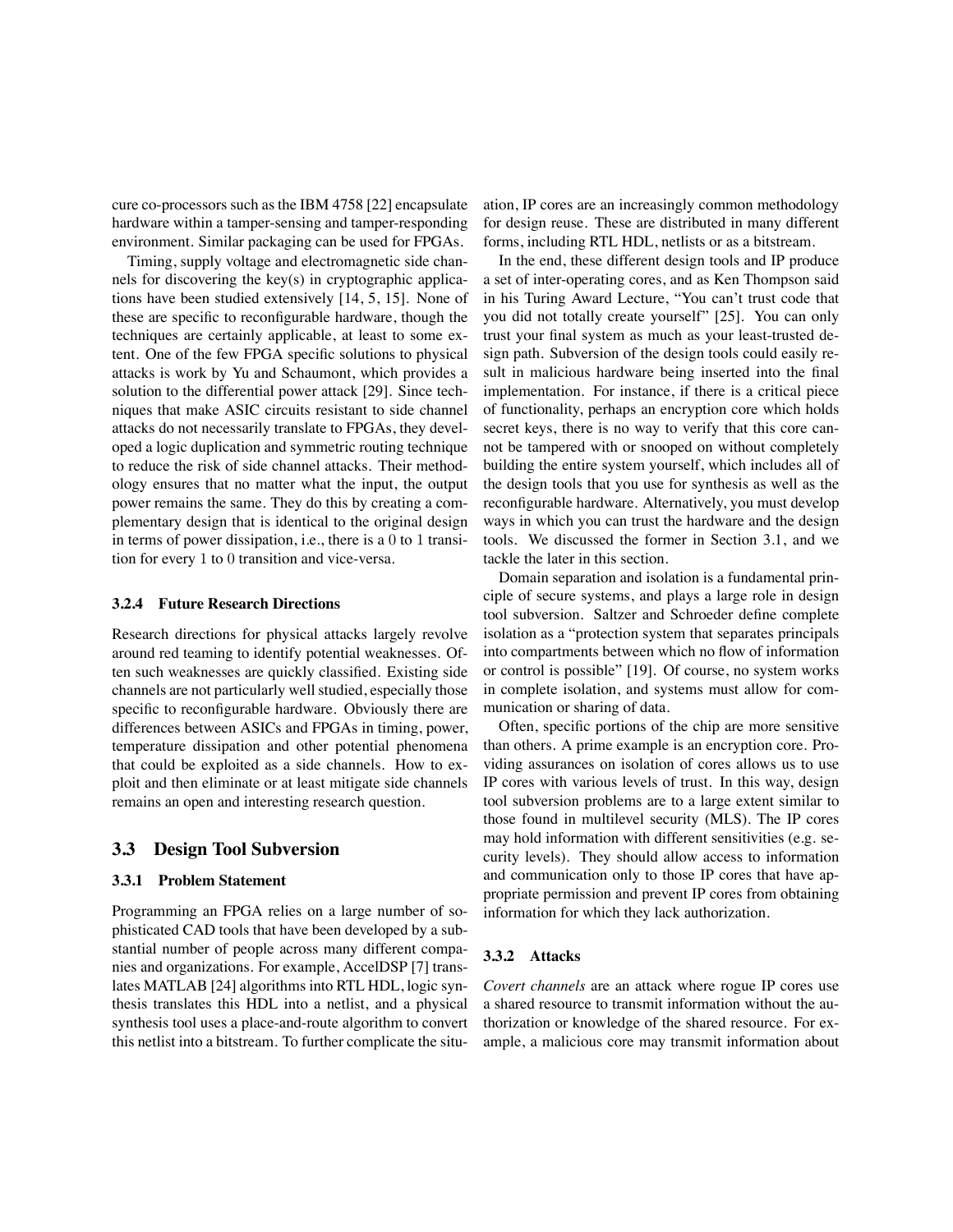cure co-processors such as the IBM 4758 [22] encapsulate hardware within a tamper-sensing and tamper-responding environment. Similar packaging can be used for FPGAs.

Timing, supply voltage and electromagnetic side channels for discovering the key(s) in cryptographic applications have been studied extensively [14, 5, 15]. None of these are specific to reconfigurable hardware, though the techniques are certainly applicable, at least to some extent. One of the few FPGA specific solutions to physical attacks is work by Yu and Schaumont, which provides a solution to the differential power attack [29]. Since techniques that make ASIC circuits resistant to side channel attacks do not necessarily translate to FPGAs, they developed a logic duplication and symmetric routing technique to reduce the risk of side channel attacks. Their methodology ensures that no matter what the input, the output power remains the same. They do this by creating a complementary design that is identical to the original design in terms of power dissipation, i.e., there is a 0 to 1 transition for every 1 to 0 transition and vice-versa.

#### 3.2.4 Future Research Directions

Research directions for physical attacks largely revolve around red teaming to identify potential weaknesses. Often such weaknesses are quickly classified. Existing side channels are not particularly well studied, especially those specific to reconfigurable hardware. Obviously there are differences between ASICs and FPGAs in timing, power, temperature dissipation and other potential phenomena that could be exploited as a side channels. How to exploit and then eliminate or at least mitigate side channels remains an open and interesting research question.

### 3.3 Design Tool Subversion

#### 3.3.1 Problem Statement

Programming an FPGA relies on a large number of sophisticated CAD tools that have been developed by a substantial number of people across many different companies and organizations. For example, AccelDSP [7] translates MATLAB [24] algorithms into RTL HDL, logic synthesis translates this HDL into a netlist, and a physical synthesis tool uses a place-and-route algorithm to convert this netlist into a bitstream. To further complicate the situation, IP cores are an increasingly common methodology for design reuse. These are distributed in many different forms, including RTL HDL, netlists or as a bitstream.

In the end, these different design tools and IP produce a set of inter-operating cores, and as Ken Thompson said in his Turing Award Lecture, "You can't trust code that you did not totally create yourself" [25]. You can only trust your final system as much as your least-trusted design path. Subversion of the design tools could easily result in malicious hardware being inserted into the final implementation. For instance, if there is a critical piece of functionality, perhaps an encryption core which holds secret keys, there is no way to verify that this core cannot be tampered with or snooped on without completely building the entire system yourself, which includes all of the design tools that you use for synthesis as well as the reconfigurable hardware. Alternatively, you must develop ways in which you can trust the hardware and the design tools. We discussed the former in Section 3.1, and we tackle the later in this section.

Domain separation and isolation is a fundamental principle of secure systems, and plays a large role in design tool subversion. Saltzer and Schroeder define complete isolation as a "protection system that separates principals into compartments between which no flow of information or control is possible" [19]. Of course, no system works in complete isolation, and systems must allow for communication or sharing of data.

Often, specific portions of the chip are more sensitive than others. A prime example is an encryption core. Providing assurances on isolation of cores allows us to use IP cores with various levels of trust. In this way, design tool subversion problems are to a large extent similar to those found in multilevel security (MLS). The IP cores may hold information with different sensitivities (e.g. security levels). They should allow access to information and communication only to those IP cores that have appropriate permission and prevent IP cores from obtaining information for which they lack authorization.

#### 3.3.2 Attacks

*Covert channels* are an attack where rogue IP cores use a shared resource to transmit information without the authorization or knowledge of the shared resource. For example, a malicious core may transmit information about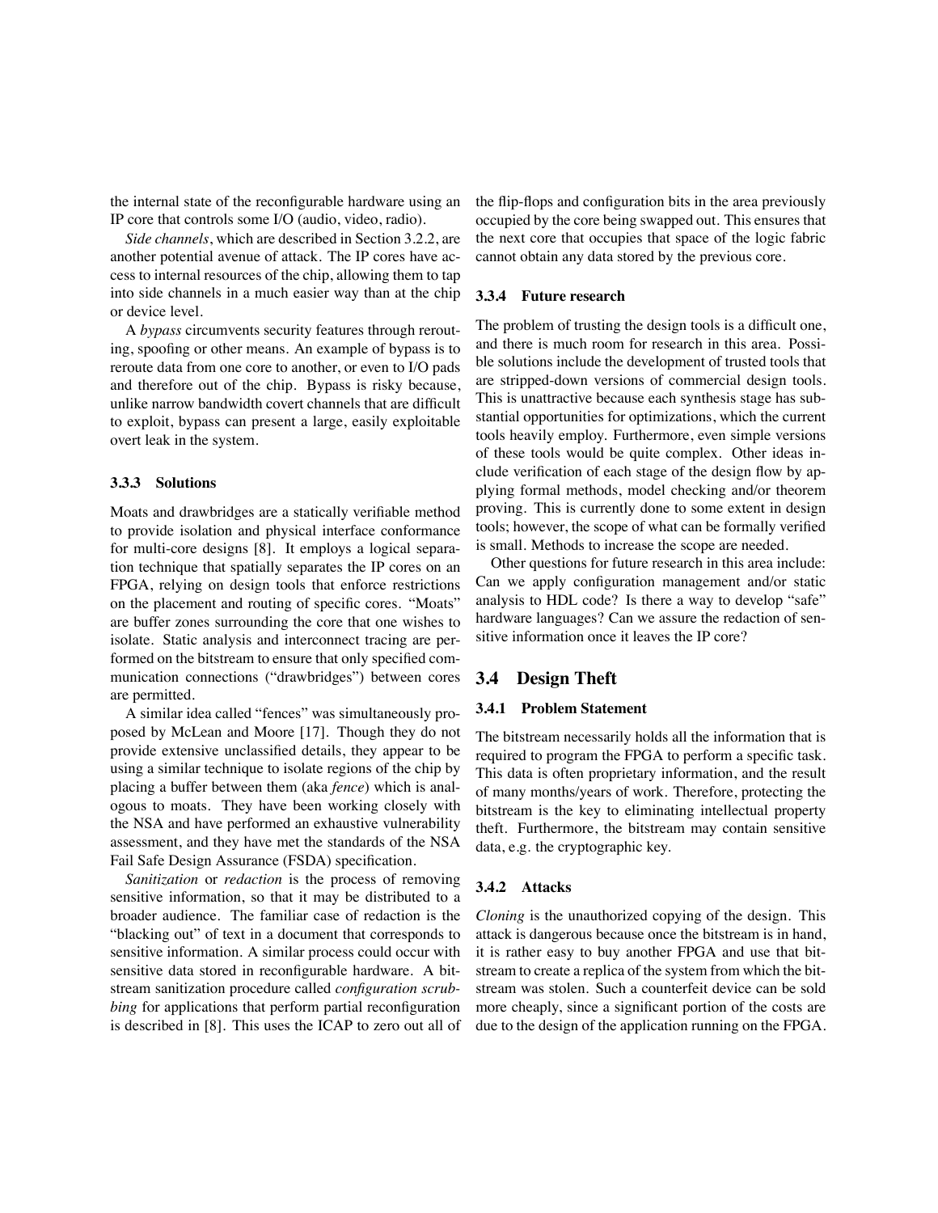the internal state of the reconfigurable hardware using an IP core that controls some I/O (audio, video, radio).

*Side channels*, which are described in Section 3.2.2, are another potential avenue of attack. The IP cores have access to internal resources of the chip, allowing them to tap into side channels in a much easier way than at the chip or device level.

A *bypass* circumvents security features through rerouting, spoofing or other means. An example of bypass is to reroute data from one core to another, or even to I/O pads and therefore out of the chip. Bypass is risky because, unlike narrow bandwidth covert channels that are difficult to exploit, bypass can present a large, easily exploitable overt leak in the system.

### 3.3.3 Solutions

Moats and drawbridges are a statically verifiable method to provide isolation and physical interface conformance for multi-core designs [8]. It employs a logical separation technique that spatially separates the IP cores on an FPGA, relying on design tools that enforce restrictions on the placement and routing of specific cores. "Moats" are buffer zones surrounding the core that one wishes to isolate. Static analysis and interconnect tracing are performed on the bitstream to ensure that only specified communication connections ("drawbridges") between cores are permitted.

A similar idea called "fences" was simultaneously proposed by McLean and Moore [17]. Though they do not provide extensive unclassified details, they appear to be using a similar technique to isolate regions of the chip by placing a buffer between them (aka *fence*) which is analogous to moats. They have been working closely with the NSA and have performed an exhaustive vulnerability assessment, and they have met the standards of the NSA Fail Safe Design Assurance (FSDA) specification.

*Sanitization* or *redaction* is the process of removing sensitive information, so that it may be distributed to a broader audience. The familiar case of redaction is the "blacking out" of text in a document that corresponds to sensitive information. A similar process could occur with sensitive data stored in reconfigurable hardware. A bitstream sanitization procedure called *configuration scrubbing* for applications that perform partial reconfiguration is described in [8]. This uses the ICAP to zero out all of the flip-flops and configuration bits in the area previously occupied by the core being swapped out. This ensures that the next core that occupies that space of the logic fabric cannot obtain any data stored by the previous core.

### 3.3.4 Future research

The problem of trusting the design tools is a difficult one, and there is much room for research in this area. Possible solutions include the development of trusted tools that are stripped-down versions of commercial design tools. This is unattractive because each synthesis stage has substantial opportunities for optimizations, which the current tools heavily employ. Furthermore, even simple versions of these tools would be quite complex. Other ideas include verification of each stage of the design flow by applying formal methods, model checking and/or theorem proving. This is currently done to some extent in design tools; however, the scope of what can be formally verified is small. Methods to increase the scope are needed.

Other questions for future research in this area include: Can we apply configuration management and/or static analysis to HDL code? Is there a way to develop "safe" hardware languages? Can we assure the redaction of sensitive information once it leaves the IP core?

## 3.4 Design Theft

### 3.4.1 Problem Statement

The bitstream necessarily holds all the information that is required to program the FPGA to perform a specific task. This data is often proprietary information, and the result of many months/years of work. Therefore, protecting the bitstream is the key to eliminating intellectual property theft. Furthermore, the bitstream may contain sensitive data, e.g. the cryptographic key.

### 3.4.2 Attacks

*Cloning* is the unauthorized copying of the design. This attack is dangerous because once the bitstream is in hand, it is rather easy to buy another FPGA and use that bitstream to create a replica of the system from which the bitstream was stolen. Such a counterfeit device can be sold more cheaply, since a significant portion of the costs are due to the design of the application running on the FPGA.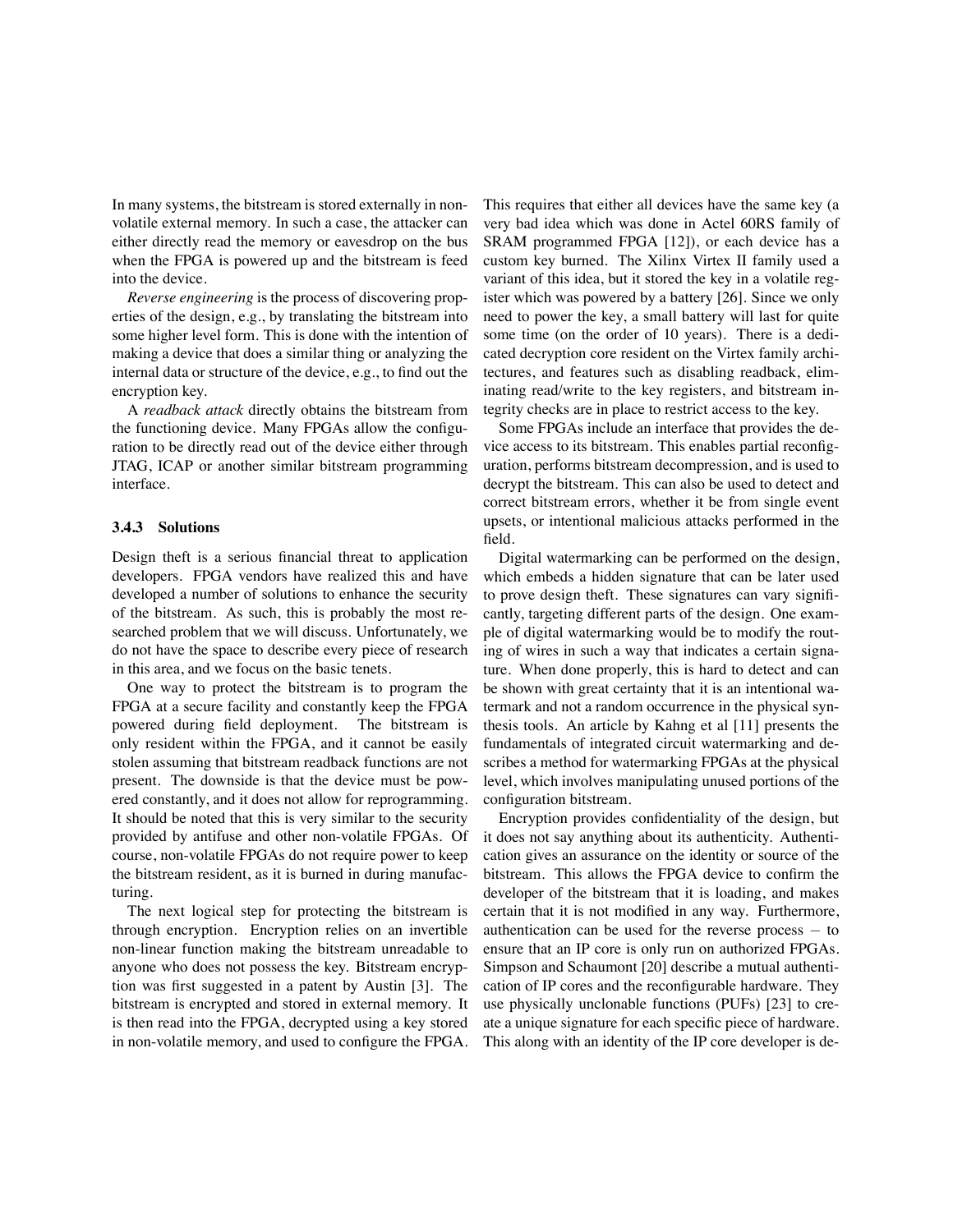In many systems, the bitstream is stored externally in non-volatile external memory. In such a case, the attacker can either directly read the memory or eavesdrop on the bus when the FPGA is powered up and the bitstream is feed into the device.

*Reverse engineering* is the process of discovering properties of the design, e.g., by translating the bitstream into some higher level form. This is done with the intention of making a device that does a similar thing or analyzing the internal data or structure of the device, e.g., to find out the encryption key.

A *readback attack* directly obtains the bitstream from the functioning device. Many FPGAs allow the configuration to be directly read out of the device either through JTAG, ICAP or another similar bitstream programming interface.

### 3.4.3 Solutions

Design theft is a serious financial threat to application developers. FPGA vendors have realized this and have developed a number of solutions to enhance the security of the bitstream. As such, this is probably the most researched problem that we will discuss. Unfortunately, we do not have the space to describe every piece of research in this area, and we focus on the basic tenets.

One way to protect the bitstream is to program the FPGA at a secure facility and constantly keep the FPGA powered during field deployment. The bitstream is only resident within the FPGA, and it cannot be easily stolen assuming that bitstream readback functions are not present. The downside is that the device must be powered constantly, and it does not allow for reprogramming. It should be noted that this is very similar to the security provided by antifuse and other non-volatile FPGAs. Of course, non-volatile FPGAs do not require power to keep the bitstream resident, as it is burned in during manufacturing.

The next logical step for protecting the bitstream is through encryption. Encryption relies on an invertible non-linear function making the bitstream unreadable to anyone who does not possess the key. Bitstream encryption was first suggested in a patent by Austin [3]. The bitstream is encrypted and stored in external memory. It is then read into the FPGA, decrypted using a key stored in non-volatile memory, and used to configure the FPGA. This requires that either all devices have the same key (a very bad idea which was done in Actel 60RS family of SRAM programmed FPGA [12]), or each device has a custom key burned. The Xilinx Virtex II family used a variant of this idea, but it stored the key in a volatile register which was powered by a battery [26]. Since we only need to power the key, a small battery will last for quite some time (on the order of 10 years). There is a dedicated decryption core resident on the Virtex family architectures, and features such as disabling readback, eliminating read/write to the key registers, and bitstream integrity checks are in place to restrict access to the key.

Some FPGAs include an interface that provides the device access to its bitstream. This enables partial reconfiguration, performs bitstream decompression, and is used to decrypt the bitstream. This can also be used to detect and correct bitstream errors, whether it be from single event upsets, or intentional malicious attacks performed in the field.

Digital watermarking can be performed on the design, which embeds a hidden signature that can be later used to prove design theft. These signatures can vary significantly, targeting different parts of the design. One example of digital watermarking would be to modify the routing of wires in such a way that indicates a certain signature. When done properly, this is hard to detect and can be shown with great certainty that it is an intentional watermark and not a random occurrence in the physical synthesis tools. An article by Kahng et al [11] presents the fundamentals of integrated circuit watermarking and describes a method for watermarking FPGAs at the physical level, which involves manipulating unused portions of the configuration bitstream.

Encryption provides confidentiality of the design, but it does not say anything about its authenticity. Authentication gives an assurance on the identity or source of the bitstream. This allows the FPGA device to confirm the developer of the bitstream that it is loading, and makes certain that it is not modified in any way. Furthermore, authentication can be used for the reverse process – to ensure that an IP core is only run on authorized FPGAs. Simpson and Schaumont [20] describe a mutual authentication of IP cores and the reconfigurable hardware. They use physically unclonable functions (PUFs) [23] to create a unique signature for each specific piece of hardware. This along with an identity of the IP core developer is de-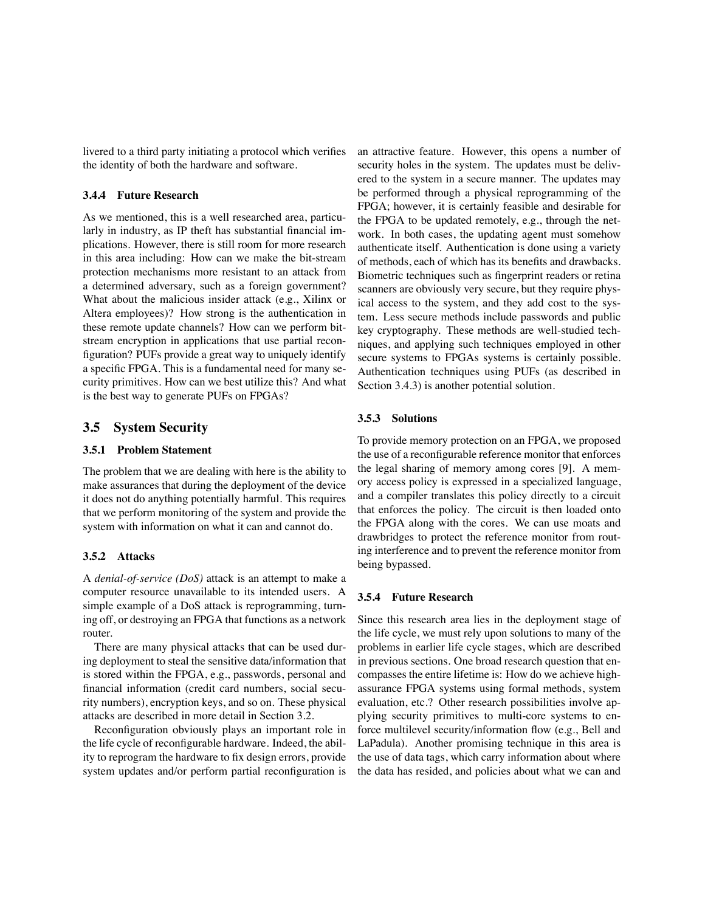livered to a third party initiating a protocol which verifies the identity of both the hardware and software.

#### 3.4.4 Future Research

As we mentioned, this is a well researched area, particularly in industry, as IP theft has substantial financial implications. However, there is still room for more research in this area including: How can we make the bit-stream protection mechanisms more resistant to an attack from a determined adversary, such as a foreign government? What about the malicious insider attack (e.g., Xilinx or Altera employees)? How strong is the authentication in these remote update channels? How can we perform bit-stream encryption in applications that use partial reconfiguration? PUFs provide a great way to uniquely identify a specific FPGA. This is a fundamental need for many security primitives. How can we best utilize this? And what is the best way to generate PUFs on FPGAs?

### 3.5 System Security

#### 3.5.1 Problem Statement

The problem that we are dealing with here is the ability to make assurances that during the deployment of the device it does not do anything potentially harmful. This requires that we perform monitoring of the system and provide the system with information on what it can and cannot do.

#### 3.5.2 Attacks

A *denial-of-service (DoS)* attack is an attempt to make a computer resource unavailable to its intended users. A simple example of a DoS attack is reprogramming, turning off, or destroying an FPGA that functions as a network router.

There are many physical attacks that can be used during deployment to steal the sensitive data/information that is stored within the FPGA, e.g., passwords, personal and financial information (credit card numbers, social security numbers), encryption keys, and so on. These physical attacks are described in more detail in Section 3.2.

Reconfiguration obviously plays an important role in the life cycle of reconfigurable hardware. Indeed, the ability to reprogram the hardware to fix design errors, provide system updates and/or perform partial reconfiguration is an attractive feature. However, this opens a number of security holes in the system. The updates must be delivered to the system in a secure manner. The updates may be performed through a physical reprogramming of the FPGA; however, it is certainly feasible and desirable for the FPGA to be updated remotely, e.g., through the network. In both cases, the updating agent must somehow authenticate itself. Authentication is done using a variety of methods, each of which has its benefits and drawbacks. Biometric techniques such as fingerprint readers or retina scanners are obviously very secure, but they require physical access to the system, and they add cost to the system. Less secure methods include passwords and public key cryptography. These methods are well-studied techniques, and applying such techniques employed in other secure systems to FPGAs systems is certainly possible. Authentication techniques using PUFs (as described in Section 3.4.3) is another potential solution.

#### 3.5.3 Solutions

To provide memory protection on an FPGA, we proposed the use of a reconfigurable reference monitor that enforces the legal sharing of memory among cores [9]. A memory access policy is expressed in a specialized language, and a compiler translates this policy directly to a circuit that enforces the policy. The circuit is then loaded onto the FPGA along with the cores. We can use moats and drawbridges to protect the reference monitor from routing interference and to prevent the reference monitor from being bypassed.

#### 3.5.4 Future Research

Since this research area lies in the deployment stage of the life cycle, we must rely upon solutions to many of the problems in earlier life cycle stages, which are described in previous sections. One broad research question that encompasses the entire lifetime is: How do we achieve high-assurance FPGA systems using formal methods, system evaluation, etc.? Other research possibilities involve applying security primitives to multi-core systems to enforce multilevel security/information flow (e.g., Bell and LaPadula). Another promising technique in this area is the use of data tags, which carry information about where the data has resided, and policies about what we can and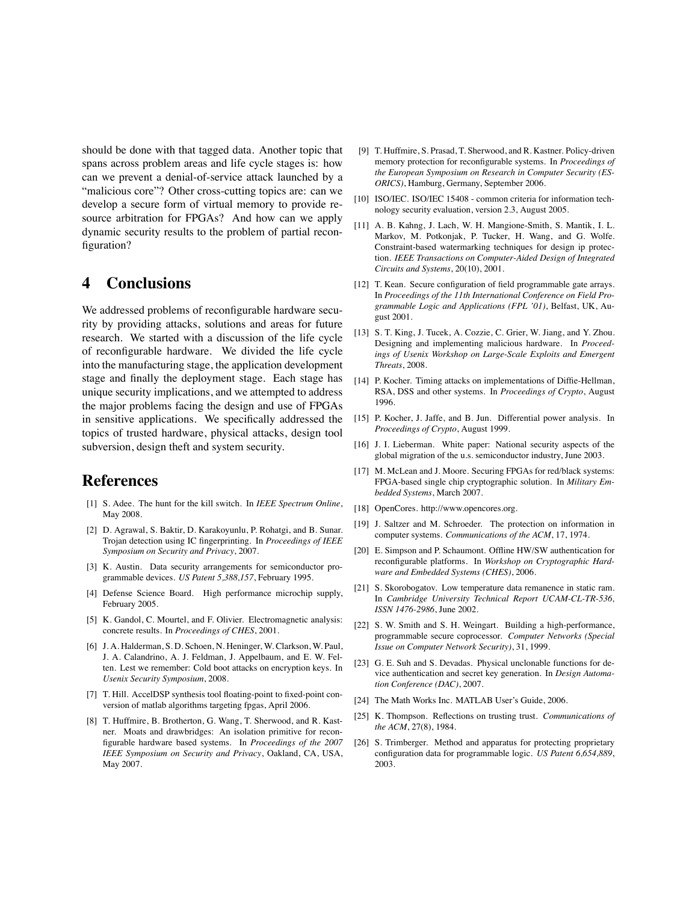should be done with that tagged data. Another topic that spans across problem areas and life cycle stages is: how can we prevent a denial-of-service attack launched by a "malicious core"? Other cross-cutting topics are: can we develop a secure form of virtual memory to provide resource arbitration for FPGAs? And how can we apply dynamic security results to the problem of partial reconfiguration?

## 4 Conclusions

We addressed problems of reconfigurable hardware security by providing attacks, solutions and areas for future research. We started with a discussion of the life cycle of reconfigurable hardware. We divided the life cycle into the manufacturing stage, the application development stage and finally the deployment stage. Each stage has unique security implications, and we attempted to address the major problems facing the design and use of FPGAs in sensitive applications. We specifically addressed the topics of trusted hardware, physical attacks, design tool subversion, design theft and system security.

## References

[1] S. Adee. The hunt for the kill switch. In *IEEE Spectrum Online*, May 2008.

[2] D. Agrawal, S. Baktir, D. Karakoyunlu, P. Rohatgi, and B. Sunar. Trojan detection using IC fingerprinting. In *Proceedings of IEEE Symposium on Security and Privacy*, 2007.

[3] K. Austin. Data security arrangements for semiconductor programmable devices. *US Patent 5,388,157*, February 1995.

[4] Defense Science Board. High performance microchip supply, February 2005.

[5] K. Gandol, C. Mourtel, and F. Olivier. Electromagnetic analysis: concrete results. In *Proceedings of CHES*, 2001.

[6] J. A. Halderman, S. D. Schoen, N. Heninger, W. Clarkson, W. Paul, J. A. Calandrino, A. J. Feldman, J. Appelbaum, and E. W. Felten. Lest we remember: Cold boot attacks on encryption keys. In *Usenix Security Symposium*, 2008.

[7] T. Hill. AccelDSP synthesis tool floating-point to fixed-point conversion of matlab algorithms targeting fpgas, April 2006.

[8] T. Huffmire, B. Brotherton, G. Wang, T. Sherwood, and R. Kastner. Moats and drawbridges: An isolation primitive for reconfigurable hardware based systems. In *Proceedings of the 2007 IEEE Symposium on Security and Privacy*, Oakland, CA, USA, May 2007.

[9] T. Huffmire, S. Prasad, T. Sherwood, and R. Kastner. Policy-driven memory protection for reconfigurable systems. In *Proceedings of the European Symposium on Research in Computer Security (ESORICS)*, Hamburg, Germany, September 2006.

[10] ISO/IEC. ISO/IEC 15408 - common criteria for information technology security evaluation, version 2.3, August 2005.

[11] A. B. Kahng, J. Lach, W. H. Mangione-Smith, S. Mantik, I. L. Markov, M. Potkonjak, P. Tucker, H. Wang, and G. Wolfe. Constraint-based watermarking techniques for design ip protection. *IEEE Transactions on Computer-Aided Design of Integrated Circuits and Systems*, 20(10), 2001.

[12] T. Kean. Secure configuration of field programmable gate arrays. In *Proceedings of the 11th International Conference on Field Programmable Logic and Applications (FPL '01)*, Belfast, UK, August 2001.

[13] S. T. King, J. Tucek, A. Cozzie, C. Grier, W. Jiang, and Y. Zhou. Designing and implementing malicious hardware. In *Proceedings of Usenix Workshop on Large-Scale Exploits and Emergent Threats*, 2008.

[14] P. Kocher. Timing attacks on implementations of Diffie-Hellman, RSA, DSS and other systems. In *Proceedings of Crypto*, August 1996.

[15] P. Kocher, J. Jaffe, and B. Jun. Differential power analysis. In *Proceedings of Crypto*, August 1999.

[16] J. I. Lieberman. White paper: National security aspects of the global migration of the u.s. semiconductor industry, June 2003.

[17] M. McLean and J. Moore. Securing FPGAs for red/black systems: FPGA-based single chip cryptographic solution. In *Military Embedded Systems*, March 2007.

[18] OpenCores. http://www.opencores.org.

[19] J. Saltzer and M. Schroeder. The protection on information in computer systems. *Communications of the ACM*, 17, 1974.

[20] E. Simpson and P. Schaumont. Offline HW/SW authentication for reconfigurable platforms. In *Workshop on Cryptographic Hardware and Embedded Systems (CHES)*, 2006.

[21] S. Skorobogatov. Low temperature data remanence in static ram. In *Cambridge University Technical Report UCAM-CL-TR-536, ISSN 1476-2986*, June 2002.

[22] S. W. Smith and S. H. Weingart. Building a high-performance, programmable secure coprocessor. *Computer Networks (Special Issue on Computer Network Security)*, 31, 1999.

[23] G. E. Suh and S. Devadas. Physical unclonable functions for device authentication and secret key generation. In *Design Automation Conference (DAC)*, 2007.

[24] The Math Works Inc. MATLAB User's Guide, 2006.

[25] K. Thompson. Reflections on trusting trust. *Communications of the ACM*, 27(8), 1984.

[26] S. Trimberger. Method and apparatus for protecting proprietary configuration data for programmable logic. *US Patent 6,654,889*, 2003.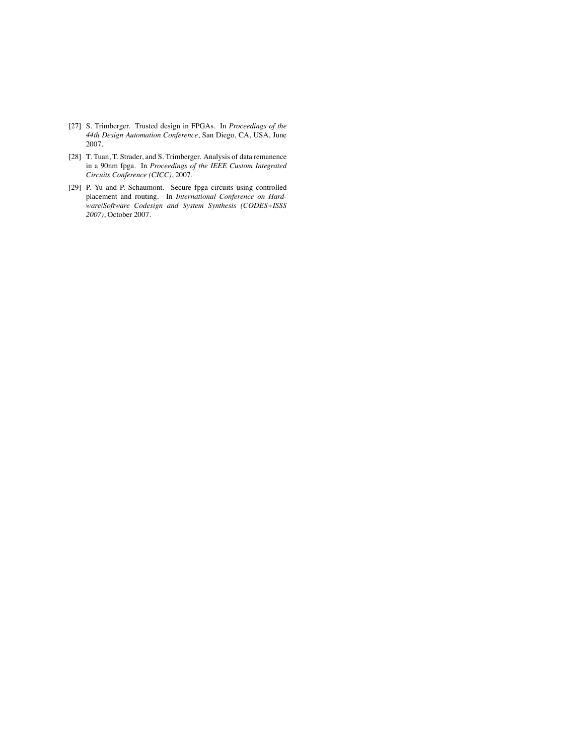[27] S. Trimberger. Trusted design in FPGAs. In *Proceedings of the 44th Design Automation Conference*, San Diego, CA, USA, June 2007.

[28] T. Tuan, T. Strader, and S. Trimberger. Analysis of data remanence in a 90nm fpga. In *Proceedings of the IEEE Custom Integrated Circuits Conference (CICC)*, 2007.

[29] P. Yu and P. Schaumont. Secure fpga circuits using controlled placement and routing. In *International Conference on Hardware/Software Codesign and System Synthesis (CODES+ISSS 2007)*, October 2007.